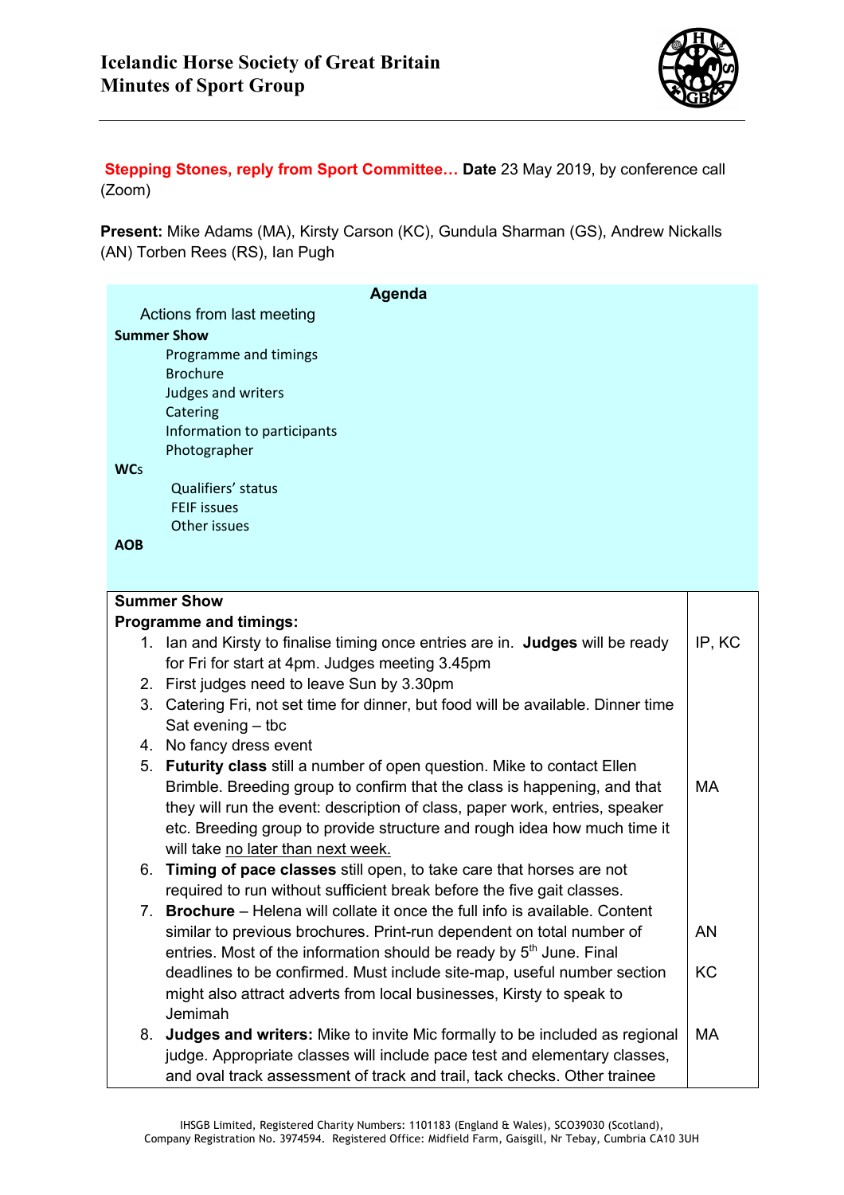# Icelandic Horse Society of Great Britain
## Minutes of Sport Group

**Stepping Stones, reply from Sport Committee… Date** 23 May 2019, by conference call (Zoom)

**Present:** Mike Adams (MA), Kirsty Carson (KC), Gundula Sharman (GS), Andrew Nickalls (AN) Torben Rees (RS), Ian Pugh

**Agenda**

Actions from last meeting

**Summer Show**
- Programme and timings
- Brochure
- Judges and writers
- Catering
- Information to participants
- Photographer

**WCs**
- Qualifiers' status
- FEIF issues
- Other issues

**AOB**

| **Summer Show**<br>**Programme and timings:** | |
|---|---|
| 1. Ian and Kirsty to finalise timing once entries are in. **Judges** will be ready for Fri for start at 4pm. Judges meeting 3.45pm | IP, KC |
| 2. First judges need to leave Sun by 3.30pm | |
| 3. Catering Fri, not set time for dinner, but food will be available. Dinner time Sat evening – tbc | |
| 4. No fancy dress event | |
| 5. **Futurity class** still a number of open question. Mike to contact Ellen Brimble. Breeding group to confirm that the class is happening, and that they will run the event: description of class, paper work, entries, speaker etc. Breeding group to provide structure and rough idea how much time it will take no later than next week. | MA |
| 6. **Timing of pace classes** still open, to take care that horses are not required to run without sufficient break before the five gait classes. | |
| 7. **Brochure** – Helena will collate it once the full info is available. Content similar to previous brochures. Print-run dependent on total number of entries. Most of the information should be ready by 5th June. Final deadlines to be confirmed. Must include site-map, useful number section might also attract adverts from local businesses, Kirsty to speak to Jemimah | AN<br>KC |
| 8. **Judges and writers:** Mike to invite Mic formally to be included as regional judge. Appropriate classes will include pace test and elementary classes, and oval track assessment of track and trail, tack checks. Other trainee | MA |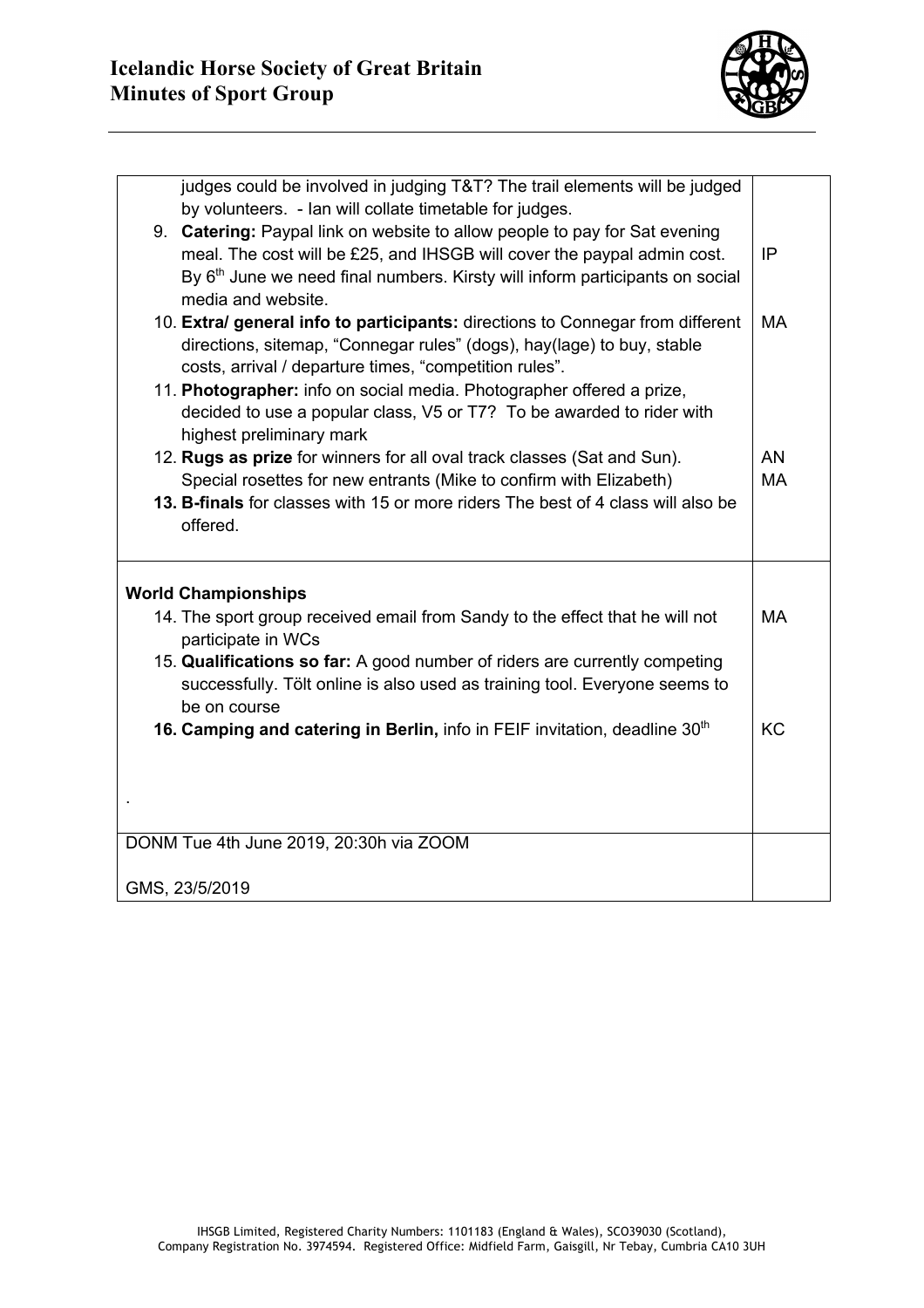# Icelandic Horse Society of Great Britain
# Minutes of Sport Group

| | |
|---|---|
| judges could be involved in judging T&T? The trail elements will be judged by volunteers. - Ian will collate timetable for judges.<br>9. **Catering:** Paypal link on website to allow people to pay for Sat evening meal. The cost will be £25, and IHSGB will cover the paypal admin cost. By 6th June we need final numbers. Kirsty will inform participants on social media and website.<br>10. **Extra/ general info to participants:** directions to Connegar from different directions, sitemap, "Connegar rules" (dogs), hay(lage) to buy, stable costs, arrival / departure times, "competition rules".<br>11. **Photographer:** info on social media. Photographer offered a prize, decided to use a popular class, V5 or T7? To be awarded to rider with highest preliminary mark<br>12. **Rugs as prize** for winners for all oval track classes (Sat and Sun). Special rosettes for new entrants (Mike to confirm with Elizabeth)<br>**13. B-finals** for classes with 15 or more riders The best of 4 class will also be offered. | IP<br>MA<br>AN<br>MA |
| **World Championships**<br>14. The sport group received email from Sandy to the effect that he will not participate in WCs<br>15. **Qualifications so far:** A good number of riders are currently competing successfully. Tölt online is also used as training tool. Everyone seems to be on course<br>**16. Camping and catering in Berlin,** info in FEIF invitation, deadline 30th<br>. | MA<br>KC |
| DONM Tue 4th June 2019, 20:30h via ZOOM<br><br>GMS, 23/5/2019 | |

IHSGB Limited, Registered Charity Numbers: 1101183 (England & Wales), SCO39030 (Scotland), Company Registration No. 3974594. Registered Office: Midfield Farm, Gaisgill, Nr Tebay, Cumbria CA10 3UH